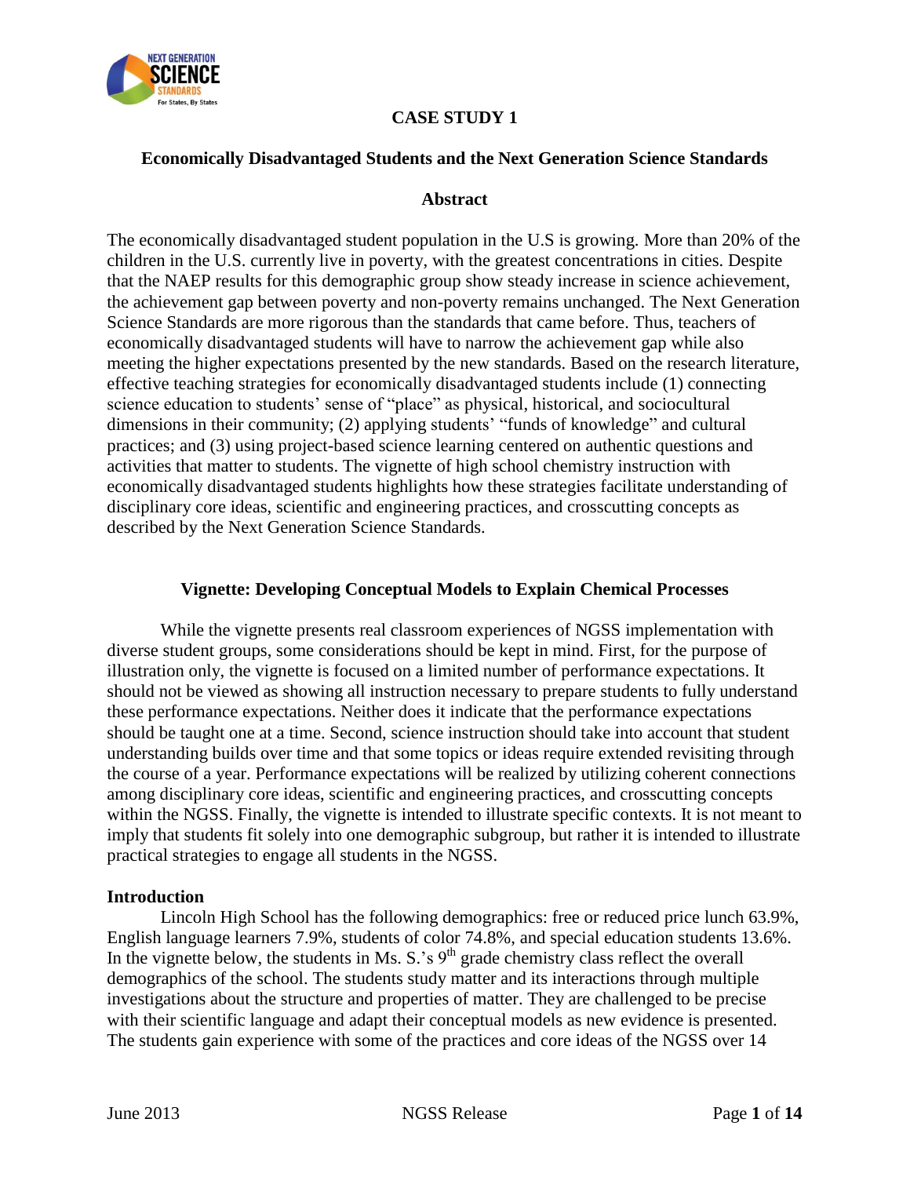# CASE STUDY 1

## Economically Disadvantaged Students and the Next Generation Science Standards

### Abstract

The economically disadvantaged student population in the U.S is growing. More than 20% of the children in the U.S. currently live in poverty, with the greatest concentrations in cities. Despite that the NAEP results for this demographic group show steady increase in science achievement, the achievement gap between poverty and non-poverty remains unchanged. The Next Generation Science Standards are more rigorous than the standards that came before. Thus, teachers of economically disadvantaged students will have to narrow the achievement gap while also meeting the higher expectations presented by the new standards. Based on the research literature, effective teaching strategies for economically disadvantaged students include (1) connecting science education to students' sense of "place" as physical, historical, and sociocultural dimensions in their community; (2) applying students' "funds of knowledge" and cultural practices; and (3) using project-based science learning centered on authentic questions and activities that matter to students. The vignette of high school chemistry instruction with economically disadvantaged students highlights how these strategies facilitate understanding of disciplinary core ideas, scientific and engineering practices, and crosscutting concepts as described by the Next Generation Science Standards.

### Vignette: Developing Conceptual Models to Explain Chemical Processes

While the vignette presents real classroom experiences of NGSS implementation with diverse student groups, some considerations should be kept in mind. First, for the purpose of illustration only, the vignette is focused on a limited number of performance expectations. It should not be viewed as showing all instruction necessary to prepare students to fully understand these performance expectations. Neither does it indicate that the performance expectations should be taught one at a time. Second, science instruction should take into account that student understanding builds over time and that some topics or ideas require extended revisiting through the course of a year. Performance expectations will be realized by utilizing coherent connections among disciplinary core ideas, scientific and engineering practices, and crosscutting concepts within the NGSS. Finally, the vignette is intended to illustrate specific contexts. It is not meant to imply that students fit solely into one demographic subgroup, but rather it is intended to illustrate practical strategies to engage all students in the NGSS.

#### Introduction

Lincoln High School has the following demographics: free or reduced price lunch 63.9%, English language learners 7.9%, students of color 74.8%, and special education students 13.6%. In the vignette below, the students in Ms. S.'s 9th grade chemistry class reflect the overall demographics of the school. The students study matter and its interactions through multiple investigations about the structure and properties of matter. They are challenged to be precise with their scientific language and adapt their conceptual models as new evidence is presented. The students gain experience with some of the practices and core ideas of the NGSS over 14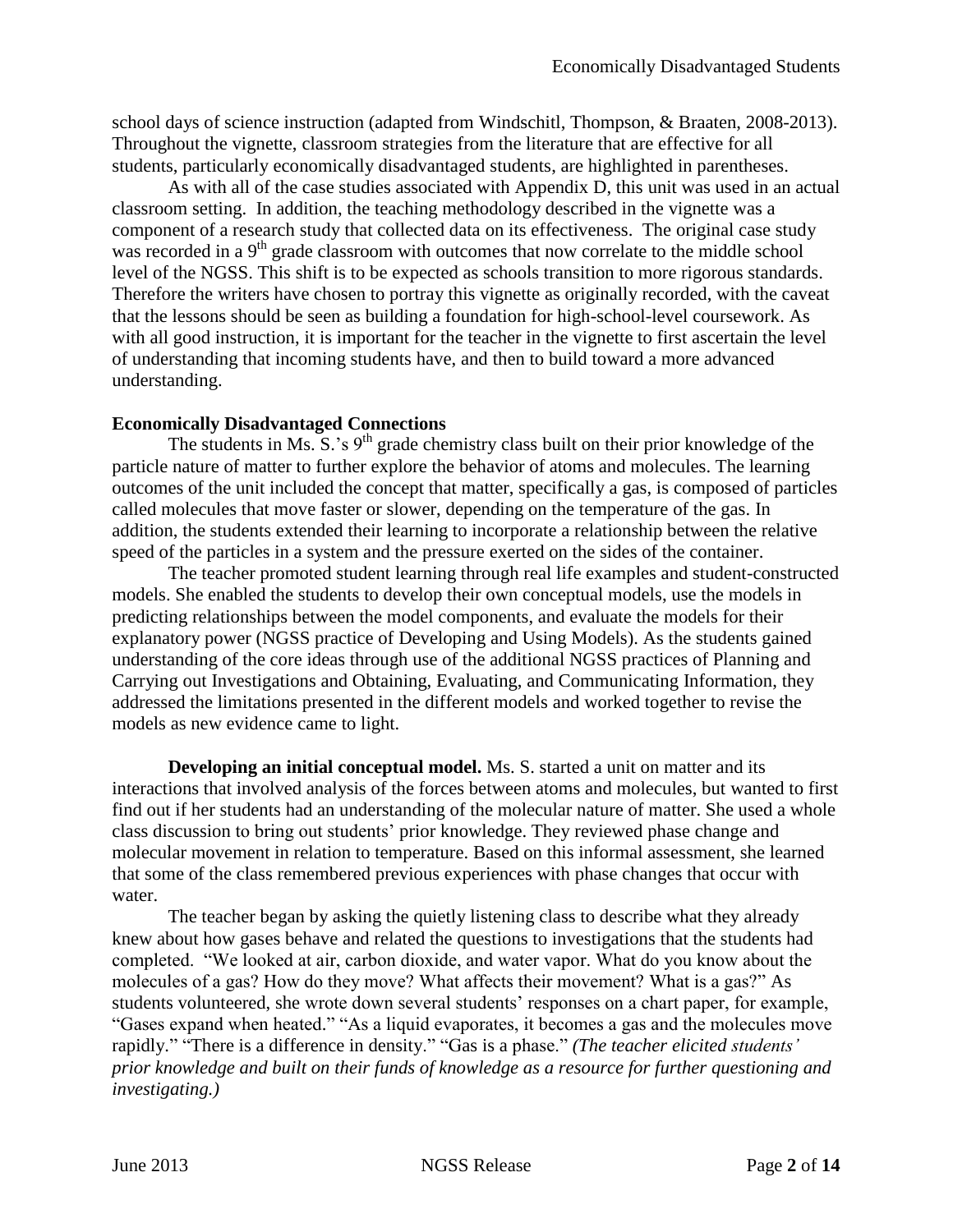school days of science instruction (adapted from Windschitl, Thompson, & Braaten, 2008-2013). Throughout the vignette, classroom strategies from the literature that are effective for all students, particularly economically disadvantaged students, are highlighted in parentheses.

As with all of the case studies associated with Appendix D, this unit was used in an actual classroom setting. In addition, the teaching methodology described in the vignette was a component of a research study that collected data on its effectiveness. The original case study was recorded in a 9th grade classroom with outcomes that now correlate to the middle school level of the NGSS. This shift is to be expected as schools transition to more rigorous standards. Therefore the writers have chosen to portray this vignette as originally recorded, with the caveat that the lessons should be seen as building a foundation for high-school-level coursework. As with all good instruction, it is important for the teacher in the vignette to first ascertain the level of understanding that incoming students have, and then to build toward a more advanced understanding.

**Economically Disadvantaged Connections**

The students in Ms. S.'s 9th grade chemistry class built on their prior knowledge of the particle nature of matter to further explore the behavior of atoms and molecules. The learning outcomes of the unit included the concept that matter, specifically a gas, is composed of particles called molecules that move faster or slower, depending on the temperature of the gas. In addition, the students extended their learning to incorporate a relationship between the relative speed of the particles in a system and the pressure exerted on the sides of the container.

The teacher promoted student learning through real life examples and student-constructed models. She enabled the students to develop their own conceptual models, use the models in predicting relationships between the model components, and evaluate the models for their explanatory power (NGSS practice of Developing and Using Models). As the students gained understanding of the core ideas through use of the additional NGSS practices of Planning and Carrying out Investigations and Obtaining, Evaluating, and Communicating Information, they addressed the limitations presented in the different models and worked together to revise the models as new evidence came to light.

**Developing an initial conceptual model.** Ms. S. started a unit on matter and its interactions that involved analysis of the forces between atoms and molecules, but wanted to first find out if her students had an understanding of the molecular nature of matter. She used a whole class discussion to bring out students' prior knowledge. They reviewed phase change and molecular movement in relation to temperature. Based on this informal assessment, she learned that some of the class remembered previous experiences with phase changes that occur with water.

The teacher began by asking the quietly listening class to describe what they already knew about how gases behave and related the questions to investigations that the students had completed. "We looked at air, carbon dioxide, and water vapor. What do you know about the molecules of a gas? How do they move? What affects their movement? What is a gas?" As students volunteered, she wrote down several students' responses on a chart paper, for example, "Gases expand when heated." "As a liquid evaporates, it becomes a gas and the molecules move rapidly." "There is a difference in density." "Gas is a phase." *(The teacher elicited students' prior knowledge and built on their funds of knowledge as a resource for further questioning and investigating.)*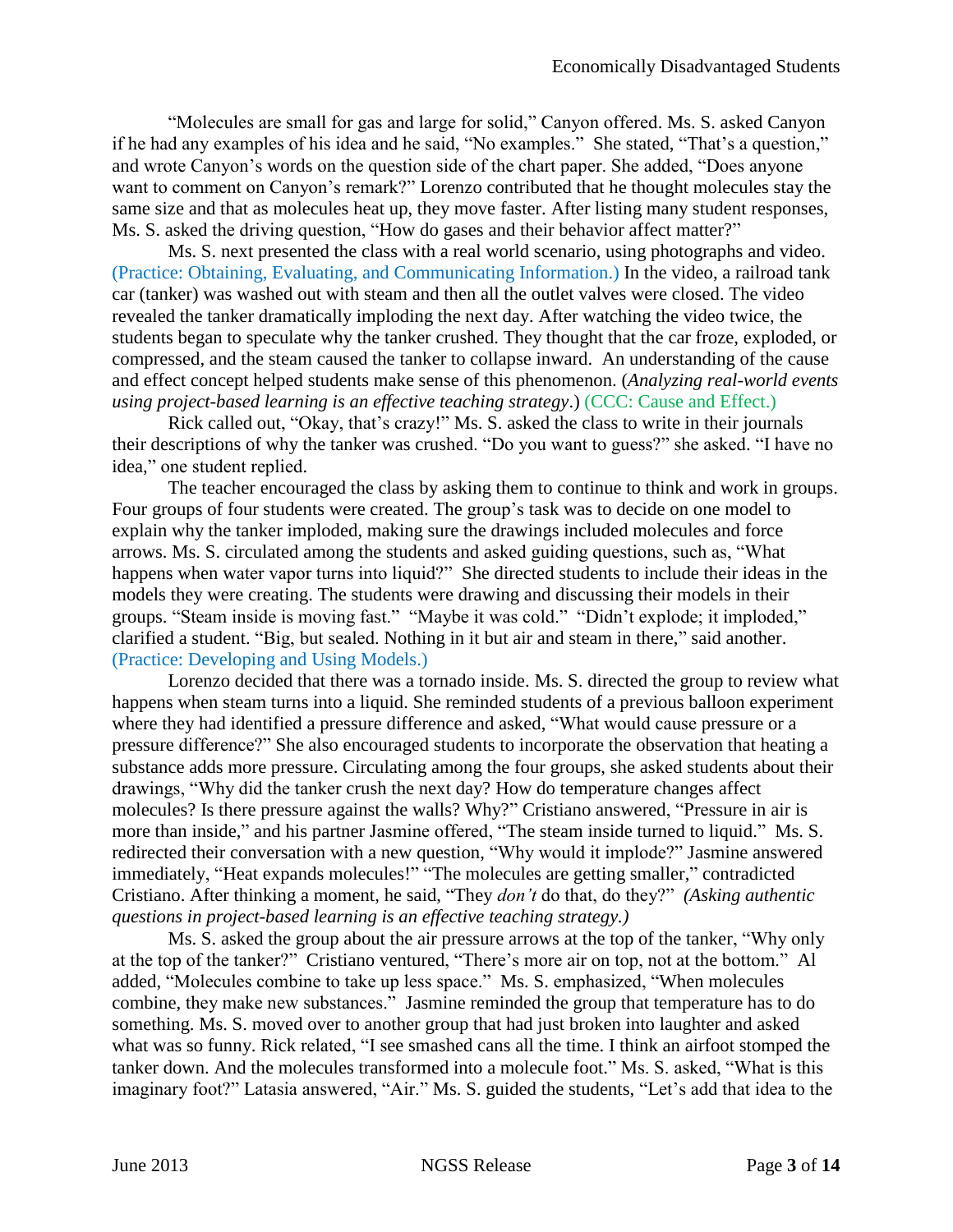"Molecules are small for gas and large for solid," Canyon offered. Ms. S. asked Canyon if he had any examples of his idea and he said, "No examples." She stated, "That's a question," and wrote Canyon's words on the question side of the chart paper. She added, "Does anyone want to comment on Canyon's remark?" Lorenzo contributed that he thought molecules stay the same size and that as molecules heat up, they move faster. After listing many student responses, Ms. S. asked the driving question, "How do gases and their behavior affect matter?"

Ms. S. next presented the class with a real world scenario, using photographs and video. (Practice: Obtaining, Evaluating, and Communicating Information.) In the video, a railroad tank car (tanker) was washed out with steam and then all the outlet valves were closed. The video revealed the tanker dramatically imploding the next day. After watching the video twice, the students began to speculate why the tanker crushed. They thought that the car froze, exploded, or compressed, and the steam caused the tanker to collapse inward. An understanding of the cause and effect concept helped students make sense of this phenomenon. (*Analyzing real-world events using project-based learning is an effective teaching strategy*.) (CCC: Cause and Effect.)

Rick called out, "Okay, that's crazy!" Ms. S. asked the class to write in their journals their descriptions of why the tanker was crushed. "Do you want to guess?" she asked. "I have no idea," one student replied.

The teacher encouraged the class by asking them to continue to think and work in groups. Four groups of four students were created. The group's task was to decide on one model to explain why the tanker imploded, making sure the drawings included molecules and force arrows. Ms. S. circulated among the students and asked guiding questions, such as, "What happens when water vapor turns into liquid?" She directed students to include their ideas in the models they were creating. The students were drawing and discussing their models in their groups. "Steam inside is moving fast." "Maybe it was cold." "Didn't explode; it imploded," clarified a student. "Big, but sealed. Nothing in it but air and steam in there," said another. (Practice: Developing and Using Models.)

Lorenzo decided that there was a tornado inside. Ms. S. directed the group to review what happens when steam turns into a liquid. She reminded students of a previous balloon experiment where they had identified a pressure difference and asked, "What would cause pressure or a pressure difference?" She also encouraged students to incorporate the observation that heating a substance adds more pressure. Circulating among the four groups, she asked students about their drawings, "Why did the tanker crush the next day? How do temperature changes affect molecules? Is there pressure against the walls? Why?" Cristiano answered, "Pressure in air is more than inside," and his partner Jasmine offered, "The steam inside turned to liquid." Ms. S. redirected their conversation with a new question, "Why would it implode?" Jasmine answered immediately, "Heat expands molecules!" "The molecules are getting smaller," contradicted Cristiano. After thinking a moment, he said, "They *don't* do that, do they?" *(Asking authentic questions in project-based learning is an effective teaching strategy.)*

Ms. S. asked the group about the air pressure arrows at the top of the tanker, "Why only at the top of the tanker?" Cristiano ventured, "There's more air on top, not at the bottom." Al added, "Molecules combine to take up less space." Ms. S. emphasized, "When molecules combine, they make new substances." Jasmine reminded the group that temperature has to do something. Ms. S. moved over to another group that had just broken into laughter and asked what was so funny. Rick related, "I see smashed cans all the time. I think an airfoot stomped the tanker down. And the molecules transformed into a molecule foot." Ms. S. asked, "What is this imaginary foot?" Latasia answered, "Air." Ms. S. guided the students, "Let's add that idea to the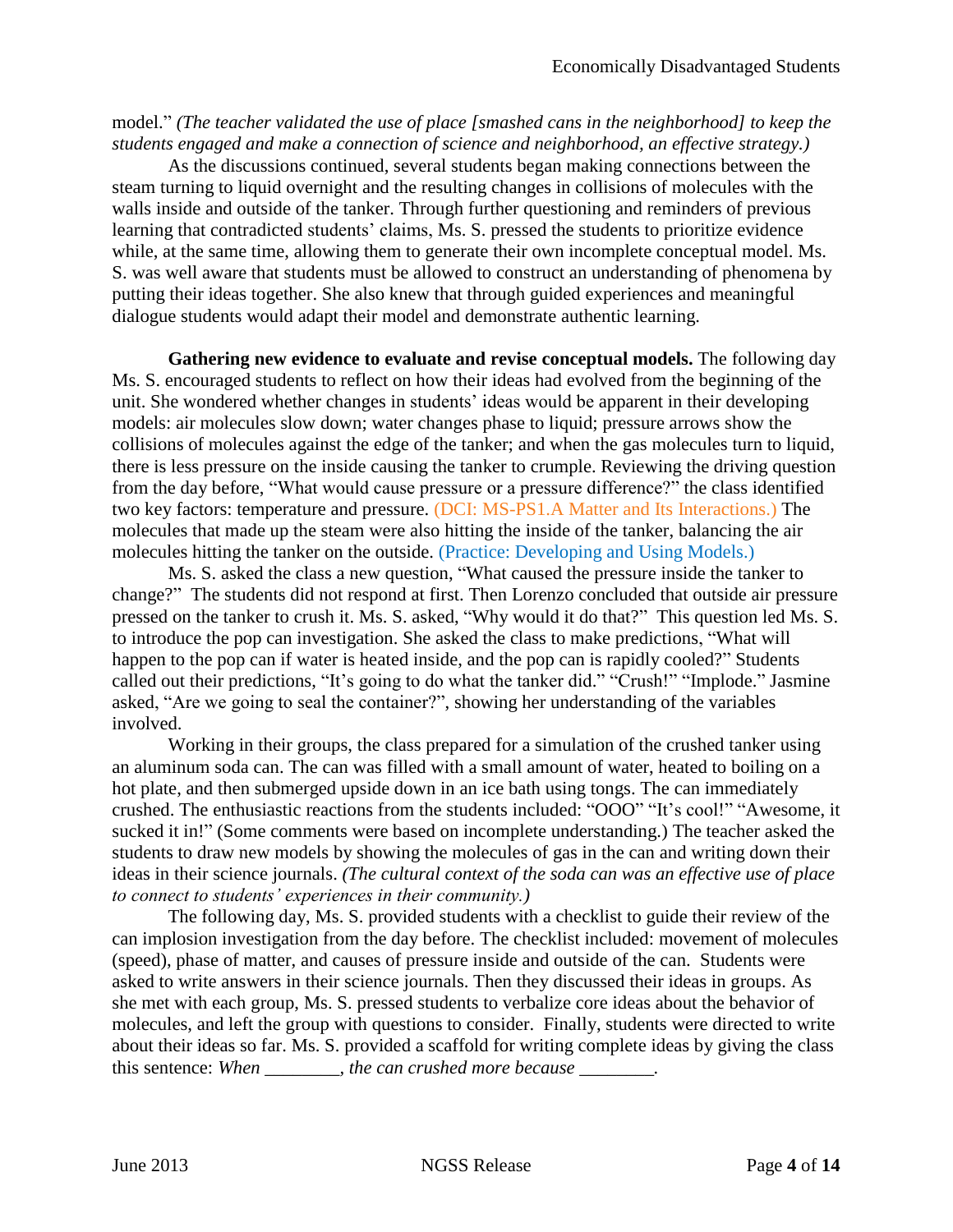model." *(The teacher validated the use of place [smashed cans in the neighborhood] to keep the students engaged and make a connection of science and neighborhood, an effective strategy.)*

As the discussions continued, several students began making connections between the steam turning to liquid overnight and the resulting changes in collisions of molecules with the walls inside and outside of the tanker. Through further questioning and reminders of previous learning that contradicted students' claims, Ms. S. pressed the students to prioritize evidence while, at the same time, allowing them to generate their own incomplete conceptual model. Ms. S. was well aware that students must be allowed to construct an understanding of phenomena by putting their ideas together. She also knew that through guided experiences and meaningful dialogue students would adapt their model and demonstrate authentic learning.

**Gathering new evidence to evaluate and revise conceptual models.** The following day Ms. S. encouraged students to reflect on how their ideas had evolved from the beginning of the unit. She wondered whether changes in students' ideas would be apparent in their developing models: air molecules slow down; water changes phase to liquid; pressure arrows show the collisions of molecules against the edge of the tanker; and when the gas molecules turn to liquid, there is less pressure on the inside causing the tanker to crumple. Reviewing the driving question from the day before, "What would cause pressure or a pressure difference?" the class identified two key factors: temperature and pressure. (DCI: MS-PS1.A Matter and Its Interactions.) The molecules that made up the steam were also hitting the inside of the tanker, balancing the air molecules hitting the tanker on the outside. (Practice: Developing and Using Models.)

Ms. S. asked the class a new question, "What caused the pressure inside the tanker to change?" The students did not respond at first. Then Lorenzo concluded that outside air pressure pressed on the tanker to crush it. Ms. S. asked, "Why would it do that?" This question led Ms. S. to introduce the pop can investigation. She asked the class to make predictions, "What will happen to the pop can if water is heated inside, and the pop can is rapidly cooled?" Students called out their predictions, "It's going to do what the tanker did." "Crush!" "Implode." Jasmine asked, "Are we going to seal the container?", showing her understanding of the variables involved.

Working in their groups, the class prepared for a simulation of the crushed tanker using an aluminum soda can. The can was filled with a small amount of water, heated to boiling on a hot plate, and then submerged upside down in an ice bath using tongs. The can immediately crushed. The enthusiastic reactions from the students included: "OOO" "It's cool!" "Awesome, it sucked it in!" (Some comments were based on incomplete understanding.) The teacher asked the students to draw new models by showing the molecules of gas in the can and writing down their ideas in their science journals. *(The cultural context of the soda can was an effective use of place to connect to students' experiences in their community.)*

The following day, Ms. S. provided students with a checklist to guide their review of the can implosion investigation from the day before. The checklist included: movement of molecules (speed), phase of matter, and causes of pressure inside and outside of the can. Students were asked to write answers in their science journals. Then they discussed their ideas in groups. As she met with each group, Ms. S. pressed students to verbalize core ideas about the behavior of molecules, and left the group with questions to consider. Finally, students were directed to write about their ideas so far. Ms. S. provided a scaffold for writing complete ideas by giving the class this sentence: *When ________, the can crushed more because ________.*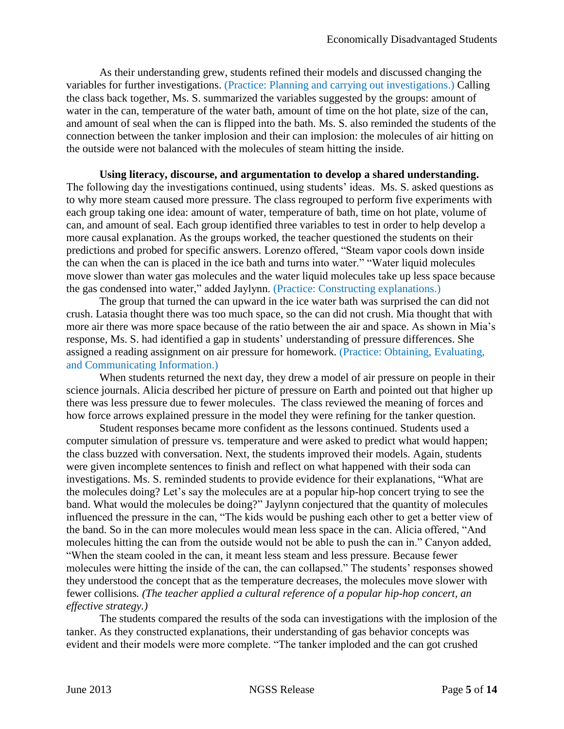As their understanding grew, students refined their models and discussed changing the variables for further investigations. (Practice: Planning and carrying out investigations.) Calling the class back together, Ms. S. summarized the variables suggested by the groups: amount of water in the can, temperature of the water bath, amount of time on the hot plate, size of the can, and amount of seal when the can is flipped into the bath. Ms. S. also reminded the students of the connection between the tanker implosion and their can implosion: the molecules of air hitting on the outside were not balanced with the molecules of steam hitting the inside.

**Using literacy, discourse, and argumentation to develop a shared understanding.** The following day the investigations continued, using students' ideas. Ms. S. asked questions as to why more steam caused more pressure. The class regrouped to perform five experiments with each group taking one idea: amount of water, temperature of bath, time on hot plate, volume of can, and amount of seal. Each group identified three variables to test in order to help develop a more causal explanation. As the groups worked, the teacher questioned the students on their predictions and probed for specific answers. Lorenzo offered, "Steam vapor cools down inside the can when the can is placed in the ice bath and turns into water." "Water liquid molecules move slower than water gas molecules and the water liquid molecules take up less space because the gas condensed into water," added Jaylynn. (Practice: Constructing explanations.)

The group that turned the can upward in the ice water bath was surprised the can did not crush. Latasia thought there was too much space, so the can did not crush. Mia thought that with more air there was more space because of the ratio between the air and space. As shown in Mia's response, Ms. S. had identified a gap in students' understanding of pressure differences. She assigned a reading assignment on air pressure for homework. (Practice: Obtaining, Evaluating, and Communicating Information.)

When students returned the next day, they drew a model of air pressure on people in their science journals. Alicia described her picture of pressure on Earth and pointed out that higher up there was less pressure due to fewer molecules. The class reviewed the meaning of forces and how force arrows explained pressure in the model they were refining for the tanker question.

Student responses became more confident as the lessons continued. Students used a computer simulation of pressure vs. temperature and were asked to predict what would happen; the class buzzed with conversation. Next, the students improved their models. Again, students were given incomplete sentences to finish and reflect on what happened with their soda can investigations. Ms. S. reminded students to provide evidence for their explanations, "What are the molecules doing? Let's say the molecules are at a popular hip-hop concert trying to see the band. What would the molecules be doing?" Jaylynn conjectured that the quantity of molecules influenced the pressure in the can, "The kids would be pushing each other to get a better view of the band. So in the can more molecules would mean less space in the can. Alicia offered, "And molecules hitting the can from the outside would not be able to push the can in." Canyon added, "When the steam cooled in the can, it meant less steam and less pressure. Because fewer molecules were hitting the inside of the can, the can collapsed." The students' responses showed they understood the concept that as the temperature decreases, the molecules move slower with fewer collisions*. (The teacher applied a cultural reference of a popular hip-hop concert, an effective strategy.)*

The students compared the results of the soda can investigations with the implosion of the tanker. As they constructed explanations, their understanding of gas behavior concepts was evident and their models were more complete. "The tanker imploded and the can got crushed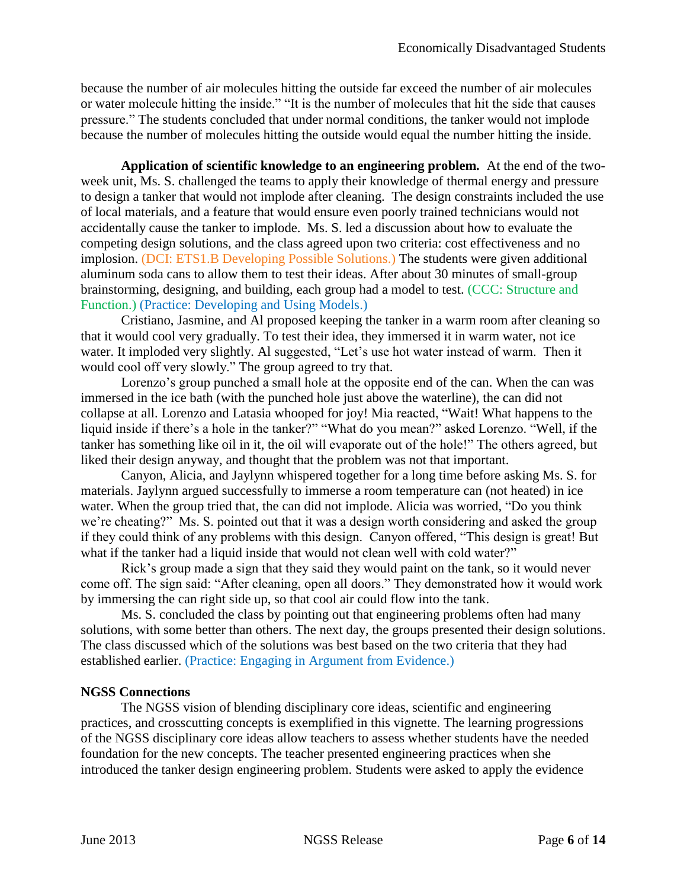because the number of air molecules hitting the outside far exceed the number of air molecules or water molecule hitting the inside." "It is the number of molecules that hit the side that causes pressure." The students concluded that under normal conditions, the tanker would not implode because the number of molecules hitting the outside would equal the number hitting the inside.

**Application of scientific knowledge to an engineering problem.** At the end of the two-week unit, Ms. S. challenged the teams to apply their knowledge of thermal energy and pressure to design a tanker that would not implode after cleaning. The design constraints included the use of local materials, and a feature that would ensure even poorly trained technicians would not accidentally cause the tanker to implode. Ms. S. led a discussion about how to evaluate the competing design solutions, and the class agreed upon two criteria: cost effectiveness and no implosion. (DCI: ETS1.B Developing Possible Solutions.) The students were given additional aluminum soda cans to allow them to test their ideas. After about 30 minutes of small-group brainstorming, designing, and building, each group had a model to test. (CCC: Structure and Function.) (Practice: Developing and Using Models.)

Cristiano, Jasmine, and Al proposed keeping the tanker in a warm room after cleaning so that it would cool very gradually. To test their idea, they immersed it in warm water, not ice water. It imploded very slightly. Al suggested, "Let's use hot water instead of warm. Then it would cool off very slowly." The group agreed to try that.

Lorenzo's group punched a small hole at the opposite end of the can. When the can was immersed in the ice bath (with the punched hole just above the waterline), the can did not collapse at all. Lorenzo and Latasia whooped for joy! Mia reacted, "Wait! What happens to the liquid inside if there's a hole in the tanker?" "What do you mean?" asked Lorenzo. "Well, if the tanker has something like oil in it, the oil will evaporate out of the hole!" The others agreed, but liked their design anyway, and thought that the problem was not that important.

Canyon, Alicia, and Jaylynn whispered together for a long time before asking Ms. S. for materials. Jaylynn argued successfully to immerse a room temperature can (not heated) in ice water. When the group tried that, the can did not implode. Alicia was worried, "Do you think we're cheating?" Ms. S. pointed out that it was a design worth considering and asked the group if they could think of any problems with this design. Canyon offered, "This design is great! But what if the tanker had a liquid inside that would not clean well with cold water?"

Rick's group made a sign that they said they would paint on the tank, so it would never come off. The sign said: "After cleaning, open all doors." They demonstrated how it would work by immersing the can right side up, so that cool air could flow into the tank.

Ms. S. concluded the class by pointing out that engineering problems often had many solutions, with some better than others. The next day, the groups presented their design solutions. The class discussed which of the solutions was best based on the two criteria that they had established earlier. (Practice: Engaging in Argument from Evidence.)

**NGSS Connections**

The NGSS vision of blending disciplinary core ideas, scientific and engineering practices, and crosscutting concepts is exemplified in this vignette. The learning progressions of the NGSS disciplinary core ideas allow teachers to assess whether students have the needed foundation for the new concepts. The teacher presented engineering practices when she introduced the tanker design engineering problem. Students were asked to apply the evidence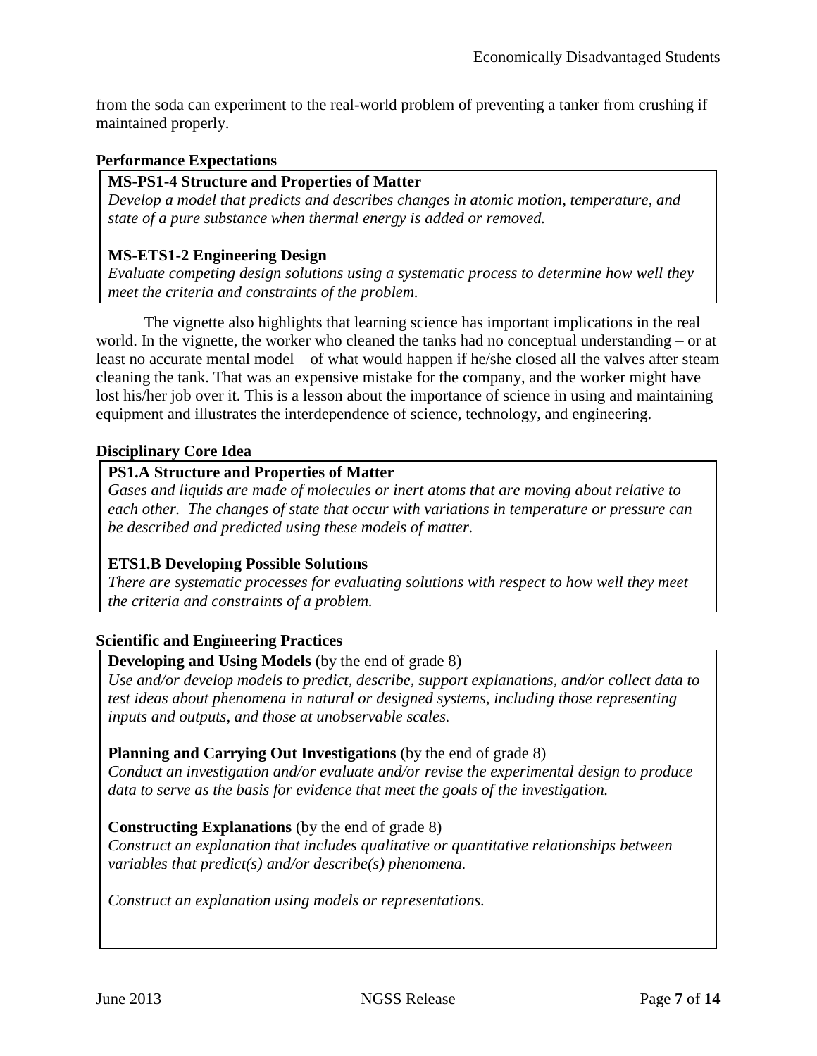from the soda can experiment to the real-world problem of preventing a tanker from crushing if maintained properly.

**Performance Expectations**

**MS-PS1-4 Structure and Properties of Matter**
*Develop a model that predicts and describes changes in atomic motion, temperature, and state of a pure substance when thermal energy is added or removed.*

**MS-ETS1-2 Engineering Design**
*Evaluate competing design solutions using a systematic process to determine how well they meet the criteria and constraints of the problem.*

The vignette also highlights that learning science has important implications in the real world. In the vignette, the worker who cleaned the tanks had no conceptual understanding – or at least no accurate mental model – of what would happen if he/she closed all the valves after steam cleaning the tank. That was an expensive mistake for the company, and the worker might have lost his/her job over it. This is a lesson about the importance of science in using and maintaining equipment and illustrates the interdependence of science, technology, and engineering.

**Disciplinary Core Idea**

**PS1.A Structure and Properties of Matter**
*Gases and liquids are made of molecules or inert atoms that are moving about relative to each other. The changes of state that occur with variations in temperature or pressure can be described and predicted using these models of matter.*

**ETS1.B Developing Possible Solutions**
*There are systematic processes for evaluating solutions with respect to how well they meet the criteria and constraints of a problem.*

**Scientific and Engineering Practices**

**Developing and Using Models** (by the end of grade 8)
*Use and/or develop models to predict, describe, support explanations, and/or collect data to test ideas about phenomena in natural or designed systems, including those representing inputs and outputs, and those at unobservable scales.*

**Planning and Carrying Out Investigations** (by the end of grade 8)
*Conduct an investigation and/or evaluate and/or revise the experimental design to produce data to serve as the basis for evidence that meet the goals of the investigation.*

**Constructing Explanations** (by the end of grade 8)
*Construct an explanation that includes qualitative or quantitative relationships between variables that predict(s) and/or describe(s) phenomena.*

*Construct an explanation using models or representations.*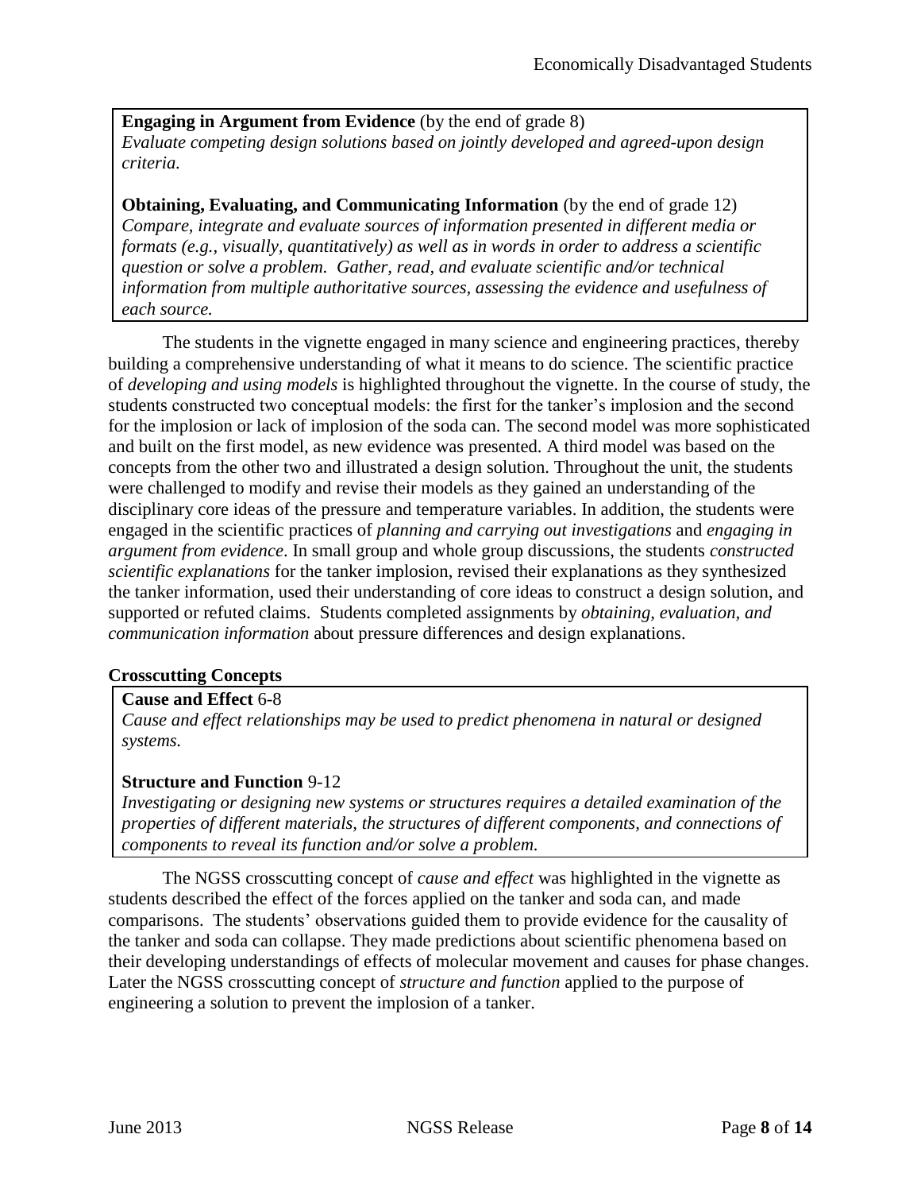**Engaging in Argument from Evidence** (by the end of grade 8)
*Evaluate competing design solutions based on jointly developed and agreed-upon design criteria.*

**Obtaining, Evaluating, and Communicating Information** (by the end of grade 12)
*Compare, integrate and evaluate sources of information presented in different media or formats (e.g., visually, quantitatively) as well as in words in order to address a scientific question or solve a problem. Gather, read, and evaluate scientific and/or technical information from multiple authoritative sources, assessing the evidence and usefulness of each source.*

The students in the vignette engaged in many science and engineering practices, thereby building a comprehensive understanding of what it means to do science. The scientific practice of *developing and using models* is highlighted throughout the vignette. In the course of study, the students constructed two conceptual models: the first for the tanker's implosion and the second for the implosion or lack of implosion of the soda can. The second model was more sophisticated and built on the first model, as new evidence was presented. A third model was based on the concepts from the other two and illustrated a design solution. Throughout the unit, the students were challenged to modify and revise their models as they gained an understanding of the disciplinary core ideas of the pressure and temperature variables. In addition, the students were engaged in the scientific practices of *planning and carrying out investigations* and *engaging in argument from evidence*. In small group and whole group discussions, the students *constructed scientific explanations* for the tanker implosion, revised their explanations as they synthesized the tanker information, used their understanding of core ideas to construct a design solution, and supported or refuted claims. Students completed assignments by *obtaining, evaluation, and communication information* about pressure differences and design explanations.

### Crosscutting Concepts

**Cause and Effect** 6-8
*Cause and effect relationships may be used to predict phenomena in natural or designed systems.*

**Structure and Function** 9-12
*Investigating or designing new systems or structures requires a detailed examination of the properties of different materials, the structures of different components, and connections of components to reveal its function and/or solve a problem.*

The NGSS crosscutting concept of *cause and effect* was highlighted in the vignette as students described the effect of the forces applied on the tanker and soda can, and made comparisons. The students' observations guided them to provide evidence for the causality of the tanker and soda can collapse. They made predictions about scientific phenomena based on their developing understandings of effects of molecular movement and causes for phase changes. Later the NGSS crosscutting concept of *structure and function* applied to the purpose of engineering a solution to prevent the implosion of a tanker.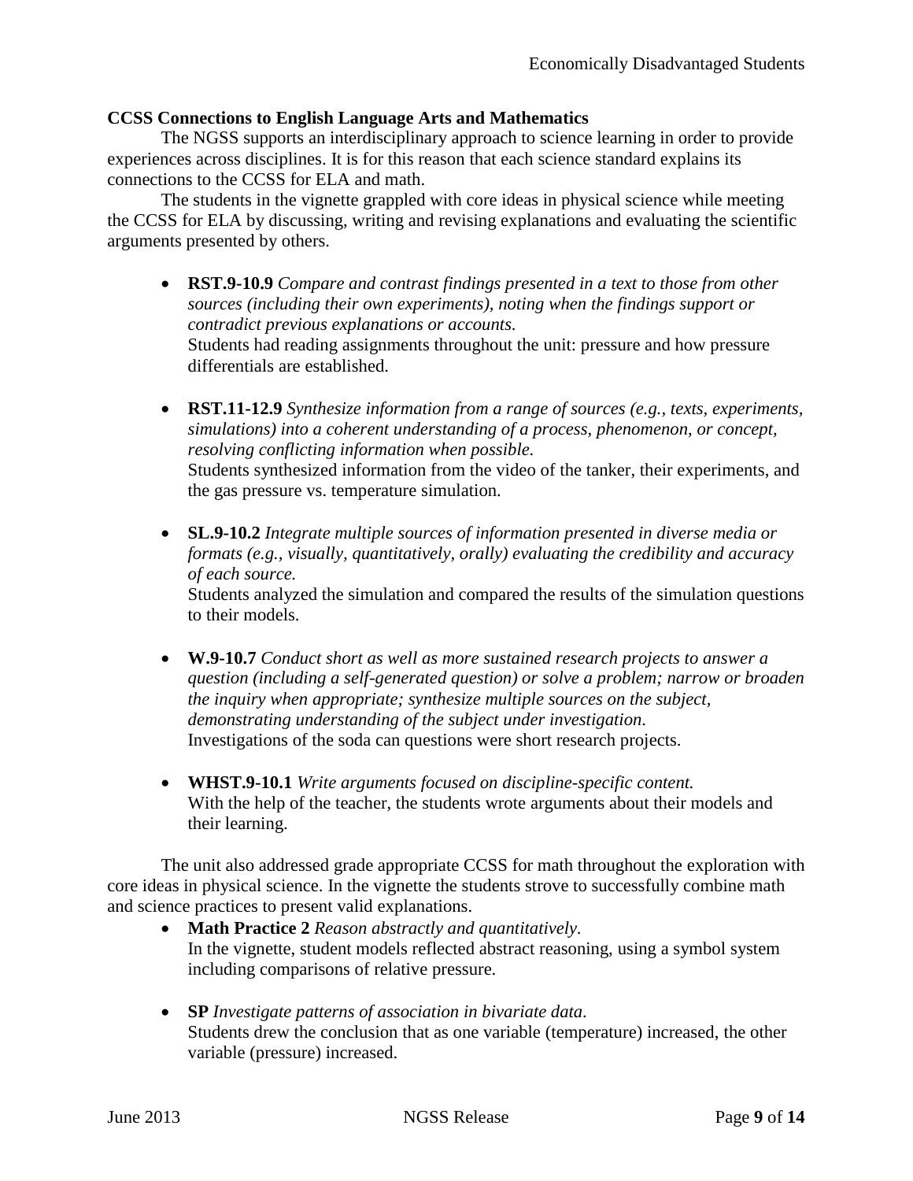**CCSS Connections to English Language Arts and Mathematics**

The NGSS supports an interdisciplinary approach to science learning in order to provide experiences across disciplines. It is for this reason that each science standard explains its connections to the CCSS for ELA and math.

The students in the vignette grappled with core ideas in physical science while meeting the CCSS for ELA by discussing, writing and revising explanations and evaluating the scientific arguments presented by others.

- **RST.9-10.9** *Compare and contrast findings presented in a text to those from other sources (including their own experiments), noting when the findings support or contradict previous explanations or accounts.*
  Students had reading assignments throughout the unit: pressure and how pressure differentials are established.

- **RST.11-12.9** *Synthesize information from a range of sources (e.g., texts, experiments, simulations) into a coherent understanding of a process, phenomenon, or concept, resolving conflicting information when possible.*
  Students synthesized information from the video of the tanker, their experiments, and the gas pressure vs. temperature simulation.

- **SL.9-10.2** *Integrate multiple sources of information presented in diverse media or formats (e.g., visually, quantitatively, orally) evaluating the credibility and accuracy of each source.*
  Students analyzed the simulation and compared the results of the simulation questions to their models.

- **W.9-10.7** *Conduct short as well as more sustained research projects to answer a question (including a self-generated question) or solve a problem; narrow or broaden the inquiry when appropriate; synthesize multiple sources on the subject, demonstrating understanding of the subject under investigation.*
  Investigations of the soda can questions were short research projects.

- **WHST.9-10.1** *Write arguments focused on discipline-specific content.*
  With the help of the teacher, the students wrote arguments about their models and their learning.

The unit also addressed grade appropriate CCSS for math throughout the exploration with core ideas in physical science. In the vignette the students strove to successfully combine math and science practices to present valid explanations.

- **Math Practice 2** *Reason abstractly and quantitatively.*
  In the vignette, student models reflected abstract reasoning, using a symbol system including comparisons of relative pressure.

- **SP** *Investigate patterns of association in bivariate data.*
  Students drew the conclusion that as one variable (temperature) increased, the other variable (pressure) increased.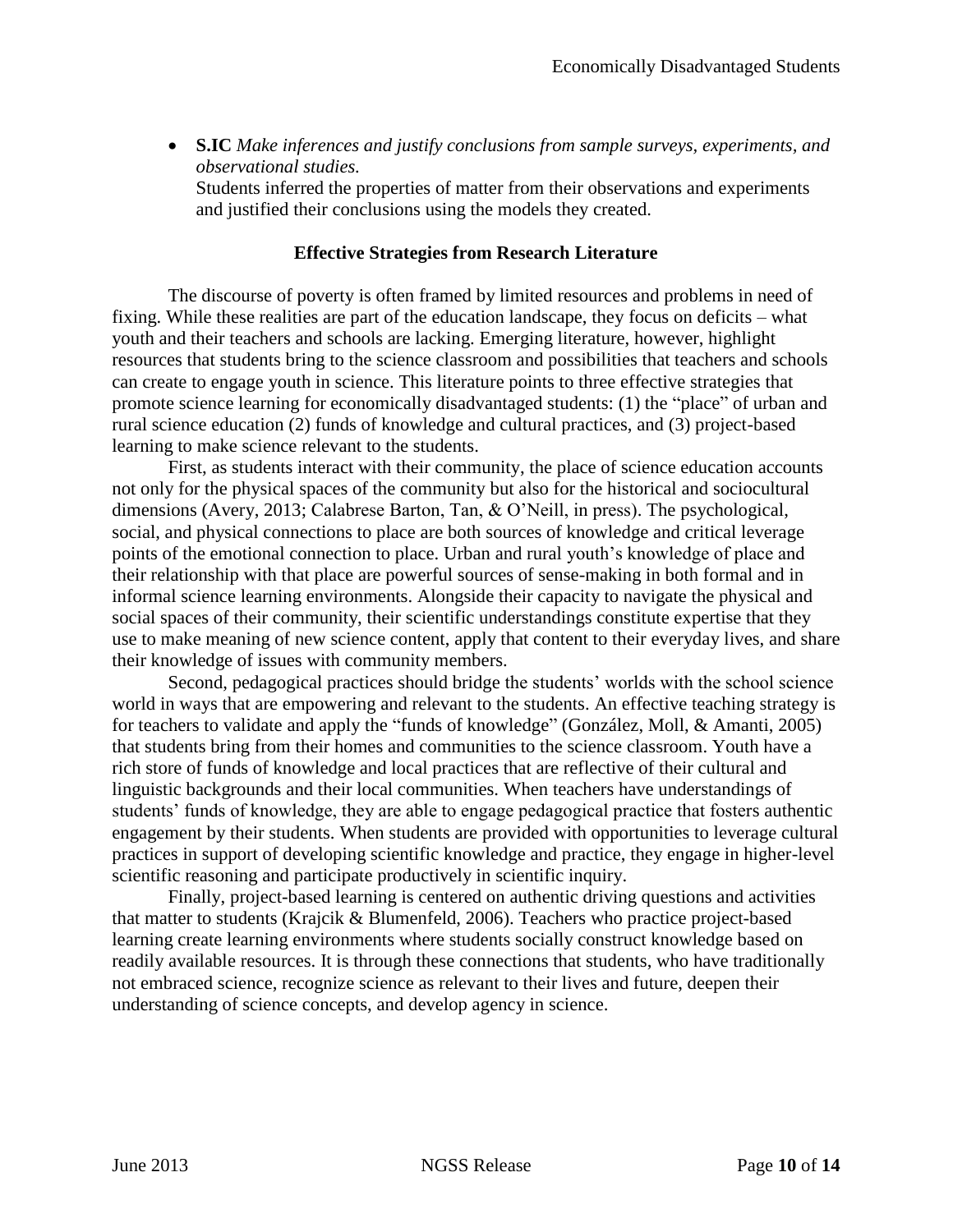- **S.IC** *Make inferences and justify conclusions from sample surveys, experiments, and observational studies.*
  Students inferred the properties of matter from their observations and experiments and justified their conclusions using the models they created.

### Effective Strategies from Research Literature

The discourse of poverty is often framed by limited resources and problems in need of fixing. While these realities are part of the education landscape, they focus on deficits – what youth and their teachers and schools are lacking. Emerging literature, however, highlight resources that students bring to the science classroom and possibilities that teachers and schools can create to engage youth in science. This literature points to three effective strategies that promote science learning for economically disadvantaged students: (1) the "place" of urban and rural science education (2) funds of knowledge and cultural practices, and (3) project-based learning to make science relevant to the students.

First, as students interact with their community, the place of science education accounts not only for the physical spaces of the community but also for the historical and sociocultural dimensions (Avery, 2013; Calabrese Barton, Tan, & O'Neill, in press). The psychological, social, and physical connections to place are both sources of knowledge and critical leverage points of the emotional connection to place. Urban and rural youth's knowledge of place and their relationship with that place are powerful sources of sense-making in both formal and in informal science learning environments. Alongside their capacity to navigate the physical and social spaces of their community, their scientific understandings constitute expertise that they use to make meaning of new science content, apply that content to their everyday lives, and share their knowledge of issues with community members.

Second, pedagogical practices should bridge the students' worlds with the school science world in ways that are empowering and relevant to the students. An effective teaching strategy is for teachers to validate and apply the "funds of knowledge" (González, Moll, & Amanti, 2005) that students bring from their homes and communities to the science classroom. Youth have a rich store of funds of knowledge and local practices that are reflective of their cultural and linguistic backgrounds and their local communities. When teachers have understandings of students' funds of knowledge, they are able to engage pedagogical practice that fosters authentic engagement by their students. When students are provided with opportunities to leverage cultural practices in support of developing scientific knowledge and practice, they engage in higher-level scientific reasoning and participate productively in scientific inquiry.

Finally, project-based learning is centered on authentic driving questions and activities that matter to students (Krajcik & Blumenfeld, 2006). Teachers who practice project-based learning create learning environments where students socially construct knowledge based on readily available resources. It is through these connections that students, who have traditionally not embraced science, recognize science as relevant to their lives and future, deepen their understanding of science concepts, and develop agency in science.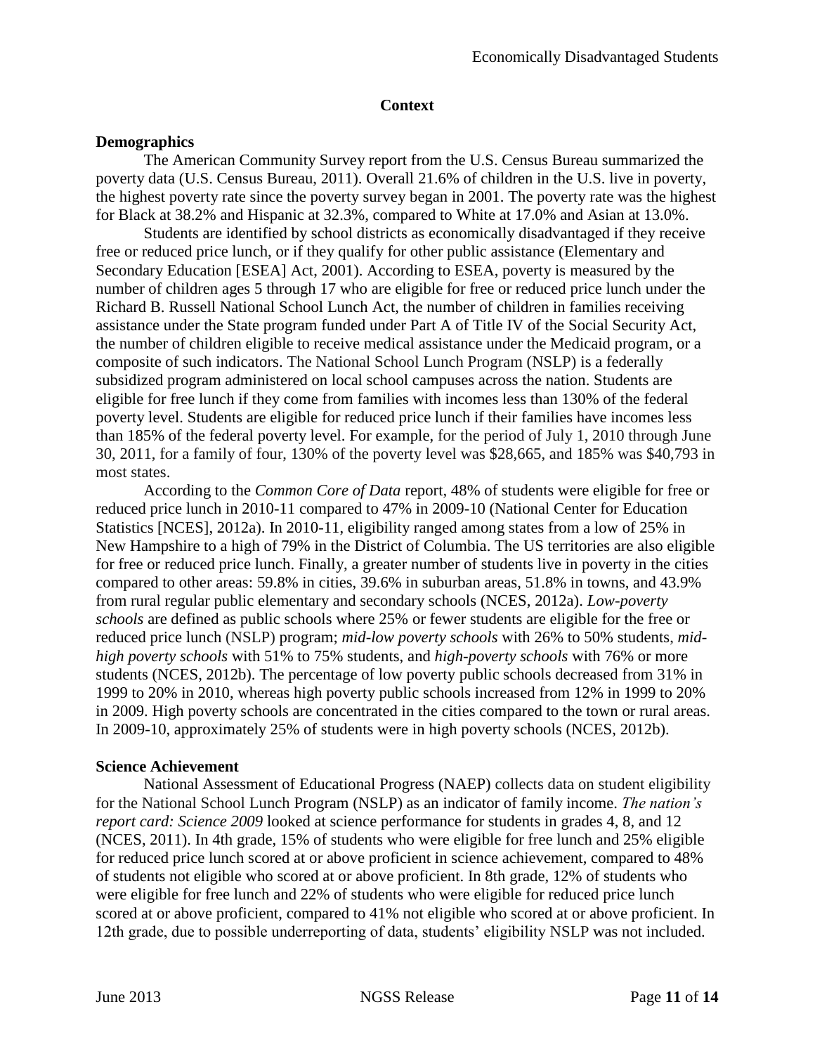## Context

### Demographics

The American Community Survey report from the U.S. Census Bureau summarized the poverty data (U.S. Census Bureau, 2011). Overall 21.6% of children in the U.S. live in poverty, the highest poverty rate since the poverty survey began in 2001. The poverty rate was the highest for Black at 38.2% and Hispanic at 32.3%, compared to White at 17.0% and Asian at 13.0%.

Students are identified by school districts as economically disadvantaged if they receive free or reduced price lunch, or if they qualify for other public assistance (Elementary and Secondary Education [ESEA] Act, 2001). According to ESEA, poverty is measured by the number of children ages 5 through 17 who are eligible for free or reduced price lunch under the Richard B. Russell National School Lunch Act, the number of children in families receiving assistance under the State program funded under Part A of Title IV of the Social Security Act, the number of children eligible to receive medical assistance under the Medicaid program, or a composite of such indicators. The National School Lunch Program (NSLP) is a federally subsidized program administered on local school campuses across the nation. Students are eligible for free lunch if they come from families with incomes less than 130% of the federal poverty level. Students are eligible for reduced price lunch if their families have incomes less than 185% of the federal poverty level. For example, for the period of July 1, 2010 through June 30, 2011, for a family of four, 130% of the poverty level was $28,665, and 185% was $40,793 in most states.

According to the *Common Core of Data* report, 48% of students were eligible for free or reduced price lunch in 2010-11 compared to 47% in 2009-10 (National Center for Education Statistics [NCES], 2012a). In 2010-11, eligibility ranged among states from a low of 25% in New Hampshire to a high of 79% in the District of Columbia. The US territories are also eligible for free or reduced price lunch. Finally, a greater number of students live in poverty in the cities compared to other areas: 59.8% in cities, 39.6% in suburban areas, 51.8% in towns, and 43.9% from rural regular public elementary and secondary schools (NCES, 2012a). *Low-poverty schools* are defined as public schools where 25% or fewer students are eligible for the free or reduced price lunch (NSLP) program; *mid-low poverty schools* with 26% to 50% students, *mid-high poverty schools* with 51% to 75% students, and *high-poverty schools* with 76% or more students (NCES, 2012b). The percentage of low poverty public schools decreased from 31% in 1999 to 20% in 2010, whereas high poverty public schools increased from 12% in 1999 to 20% in 2009. High poverty schools are concentrated in the cities compared to the town or rural areas. In 2009-10, approximately 25% of students were in high poverty schools (NCES, 2012b).

### Science Achievement

National Assessment of Educational Progress (NAEP) collects data on student eligibility for the National School Lunch Program (NSLP) as an indicator of family income. *The nation's report card: Science 2009* looked at science performance for students in grades 4, 8, and 12 (NCES, 2011). In 4th grade, 15% of students who were eligible for free lunch and 25% eligible for reduced price lunch scored at or above proficient in science achievement, compared to 48% of students not eligible who scored at or above proficient. In 8th grade, 12% of students who were eligible for free lunch and 22% of students who were eligible for reduced price lunch scored at or above proficient, compared to 41% not eligible who scored at or above proficient. In 12th grade, due to possible underreporting of data, students' eligibility NSLP was not included.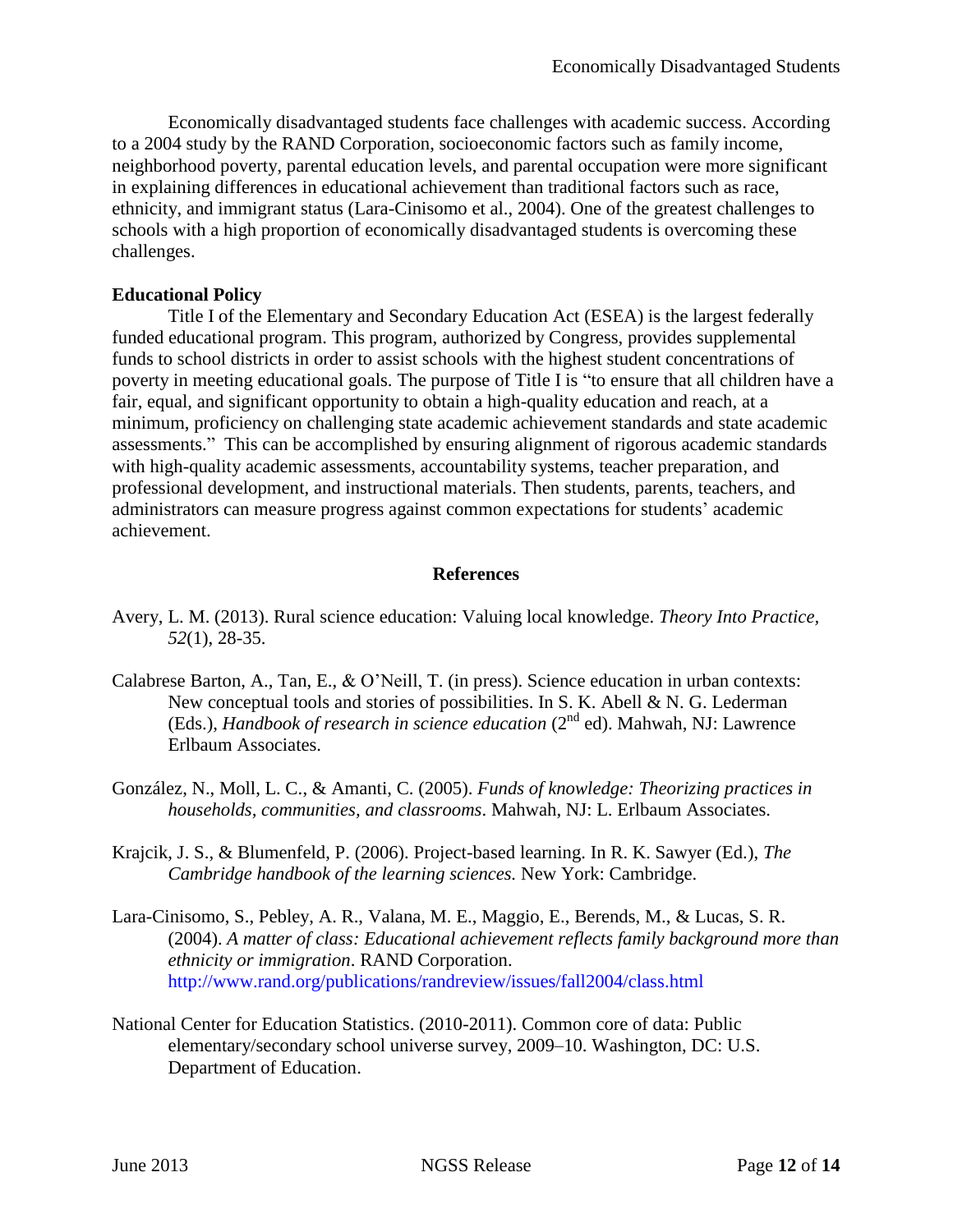Economically disadvantaged students face challenges with academic success. According to a 2004 study by the RAND Corporation, socioeconomic factors such as family income, neighborhood poverty, parental education levels, and parental occupation were more significant in explaining differences in educational achievement than traditional factors such as race, ethnicity, and immigrant status (Lara-Cinisomo et al., 2004). One of the greatest challenges to schools with a high proportion of economically disadvantaged students is overcoming these challenges.

**Educational Policy**

Title I of the Elementary and Secondary Education Act (ESEA) is the largest federally funded educational program. This program, authorized by Congress, provides supplemental funds to school districts in order to assist schools with the highest student concentrations of poverty in meeting educational goals. The purpose of Title I is "to ensure that all children have a fair, equal, and significant opportunity to obtain a high-quality education and reach, at a minimum, proficiency on challenging state academic achievement standards and state academic assessments." This can be accomplished by ensuring alignment of rigorous academic standards with high-quality academic assessments, accountability systems, teacher preparation, and professional development, and instructional materials. Then students, parents, teachers, and administrators can measure progress against common expectations for students' academic achievement.

## References

Avery, L. M. (2013). Rural science education: Valuing local knowledge. *Theory Into Practice*, *52*(1), 28-35.

Calabrese Barton, A., Tan, E., & O'Neill, T. (in press). Science education in urban contexts: New conceptual tools and stories of possibilities. In S. K. Abell & N. G. Lederman (Eds.), *Handbook of research in science education* (2nd ed). Mahwah, NJ: Lawrence Erlbaum Associates.

González, N., Moll, L. C., & Amanti, C. (2005). *Funds of knowledge: Theorizing practices in households, communities, and classrooms*. Mahwah, NJ: L. Erlbaum Associates.

Krajcik, J. S., & Blumenfeld, P. (2006). Project-based learning. In R. K. Sawyer (Ed.), *The Cambridge handbook of the learning sciences.* New York: Cambridge.

Lara-Cinisomo, S., Pebley, A. R., Valana, M. E., Maggio, E., Berends, M., & Lucas, S. R. (2004). *A matter of class: Educational achievement reflects family background more than ethnicity or immigration*. RAND Corporation. http://www.rand.org/publications/randreview/issues/fall2004/class.html

National Center for Education Statistics. (2010-2011). Common core of data: Public elementary/secondary school universe survey, 2009–10. Washington, DC: U.S. Department of Education.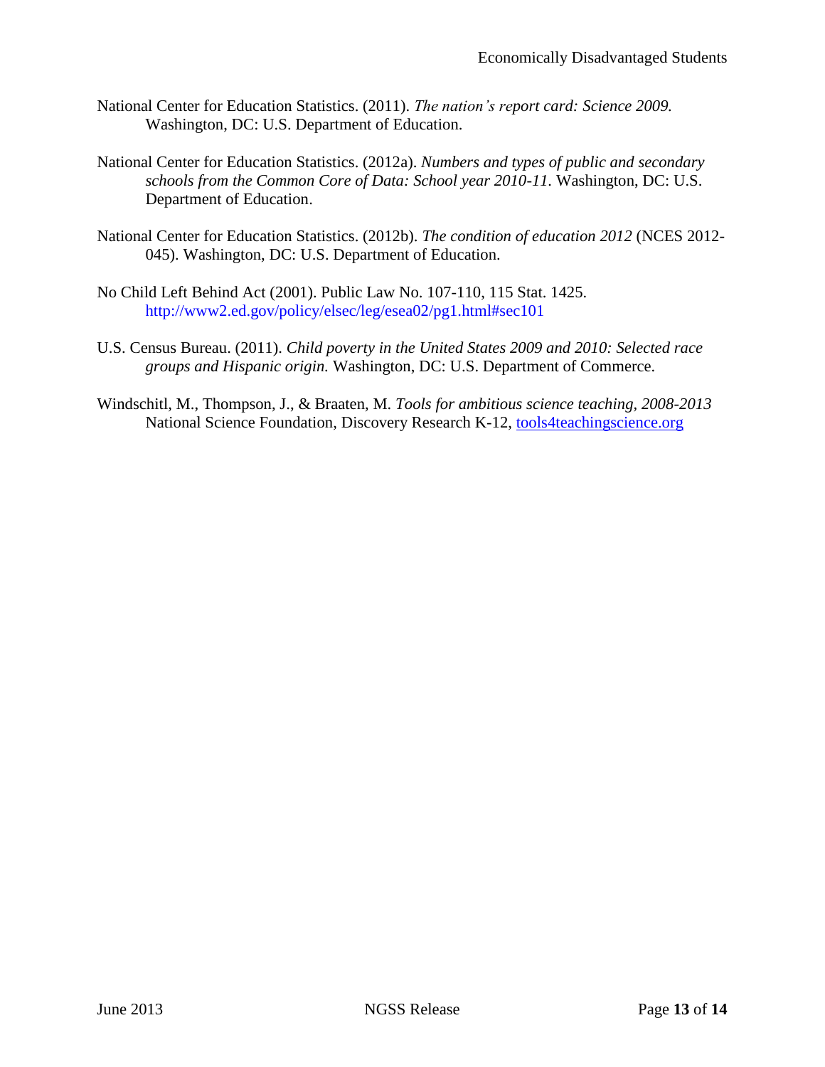National Center for Education Statistics. (2011). *The nation's report card: Science 2009.* Washington, DC: U.S. Department of Education.

National Center for Education Statistics. (2012a). *Numbers and types of public and secondary schools from the Common Core of Data: School year 2010-11.* Washington, DC: U.S. Department of Education.

National Center for Education Statistics. (2012b). *The condition of education 2012* (NCES 2012-045). Washington, DC: U.S. Department of Education.

No Child Left Behind Act (2001). Public Law No. 107-110, 115 Stat. 1425. http://www2.ed.gov/policy/elsec/leg/esea02/pg1.html#sec101

U.S. Census Bureau. (2011). *Child poverty in the United States 2009 and 2010: Selected race groups and Hispanic origin.* Washington, DC: U.S. Department of Commerce.

Windschitl, M., Thompson, J., & Braaten, M. *Tools for ambitious science teaching, 2008-2013* National Science Foundation, Discovery Research K-12, tools4teachingscience.org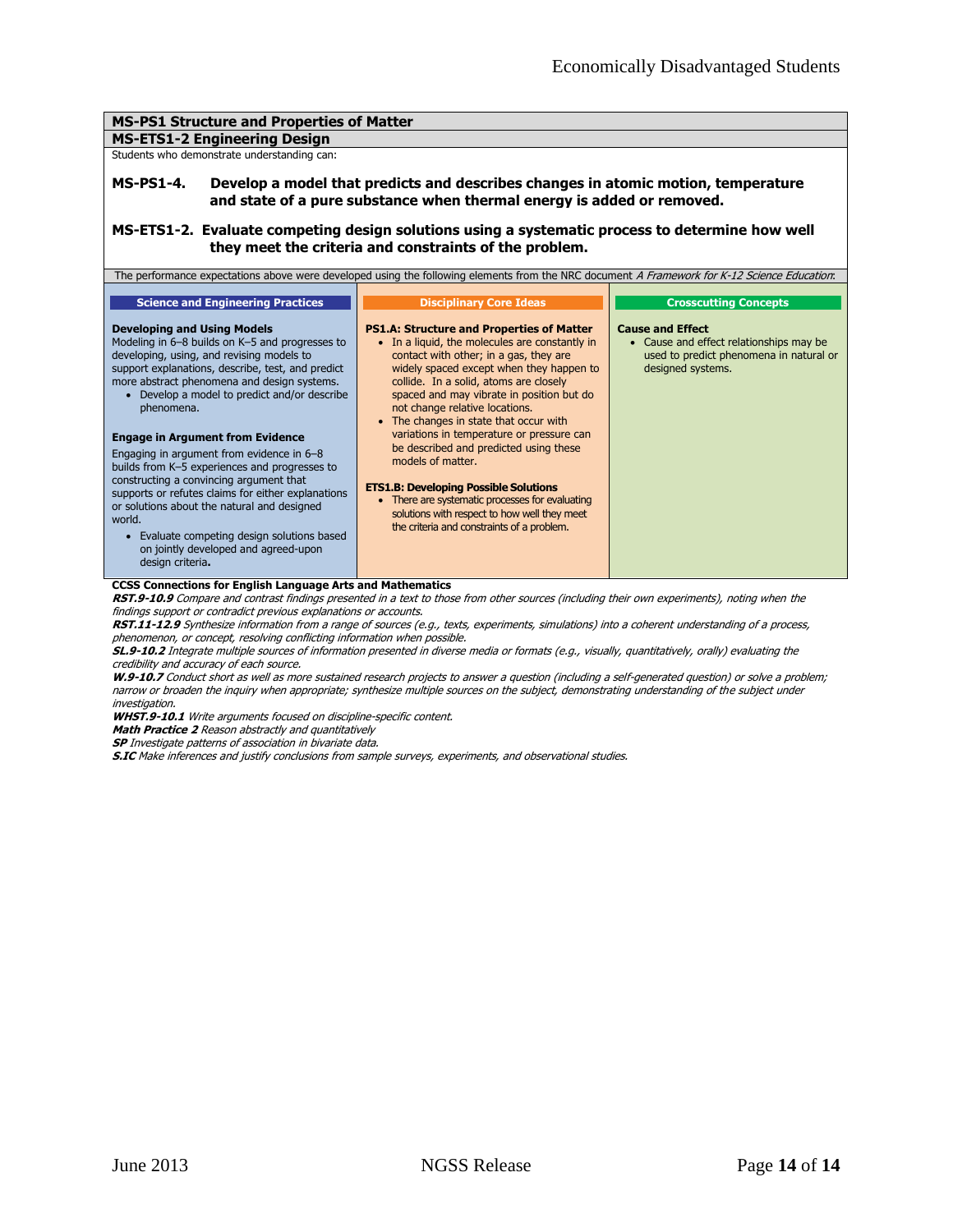## MS-PS1 Structure and Properties of Matter

## MS-ETS1-2 Engineering Design

Students who demonstrate understanding can:

**MS-PS1-4. Develop a model that predicts and describes changes in atomic motion, temperature and state of a pure substance when thermal energy is added or removed.**

**MS-ETS1-2. Evaluate competing design solutions using a systematic process to determine how well they meet the criteria and constraints of the problem.**

The performance expectations above were developed using the following elements from the NRC document *A Framework for K-12 Science Education*:

| Science and Engineering Practices | Disciplinary Core Ideas | Crosscutting Concepts |
| --- | --- | --- |
| **Developing and Using Models**<br>Modeling in 6–8 builds on K–5 and progresses to developing, using, and revising models to support explanations, describe, test, and predict more abstract phenomena and design systems.<br>• Develop a model to predict and/or describe phenomena.<br><br>**Engage in Argument from Evidence**<br>Engaging in argument from evidence in 6–8 builds from K–5 experiences and progresses to constructing a convincing argument that supports or refutes claims for either explanations or solutions about the natural and designed world.<br>• Evaluate competing design solutions based on jointly developed and agreed-upon design criteria**.** | **PS1.A: Structure and Properties of Matter**<br>• In a liquid, the molecules are constantly in contact with other; in a gas, they are widely spaced except when they happen to collide. In a solid, atoms are closely spaced and may vibrate in position but do not change relative locations.<br>• The changes in state that occur with variations in temperature or pressure can be described and predicted using these models of matter.<br><br>**ETS1.B: Developing Possible Solutions**<br>• There are systematic processes for evaluating solutions with respect to how well they meet the criteria and constraints of a problem. | **Cause and Effect**<br>• Cause and effect relationships may be used to predict phenomena in natural or designed systems. |

**CCSS Connections for English Language Arts and Mathematics**

***RST.9-10.9*** *Compare and contrast findings presented in a text to those from other sources (including their own experiments), noting when the findings support or contradict previous explanations or accounts.*

***RST.11-12.9*** *Synthesize information from a range of sources (e.g., texts, experiments, simulations) into a coherent understanding of a process, phenomenon, or concept, resolving conflicting information when possible.*

***SL.9-10.2*** *Integrate multiple sources of information presented in diverse media or formats (e.g., visually, quantitatively, orally) evaluating the credibility and accuracy of each source.*

***W.9-10.7*** *Conduct short as well as more sustained research projects to answer a question (including a self-generated question) or solve a problem; narrow or broaden the inquiry when appropriate; synthesize multiple sources on the subject, demonstrating understanding of the subject under investigation.*

***WHST.9-10.1*** *Write arguments focused on discipline-specific content.*

***Math Practice 2*** *Reason abstractly and quantitatively*

***SP*** *Investigate patterns of association in bivariate data.*

***S.IC*** *Make inferences and justify conclusions from sample surveys, experiments, and observational studies.*